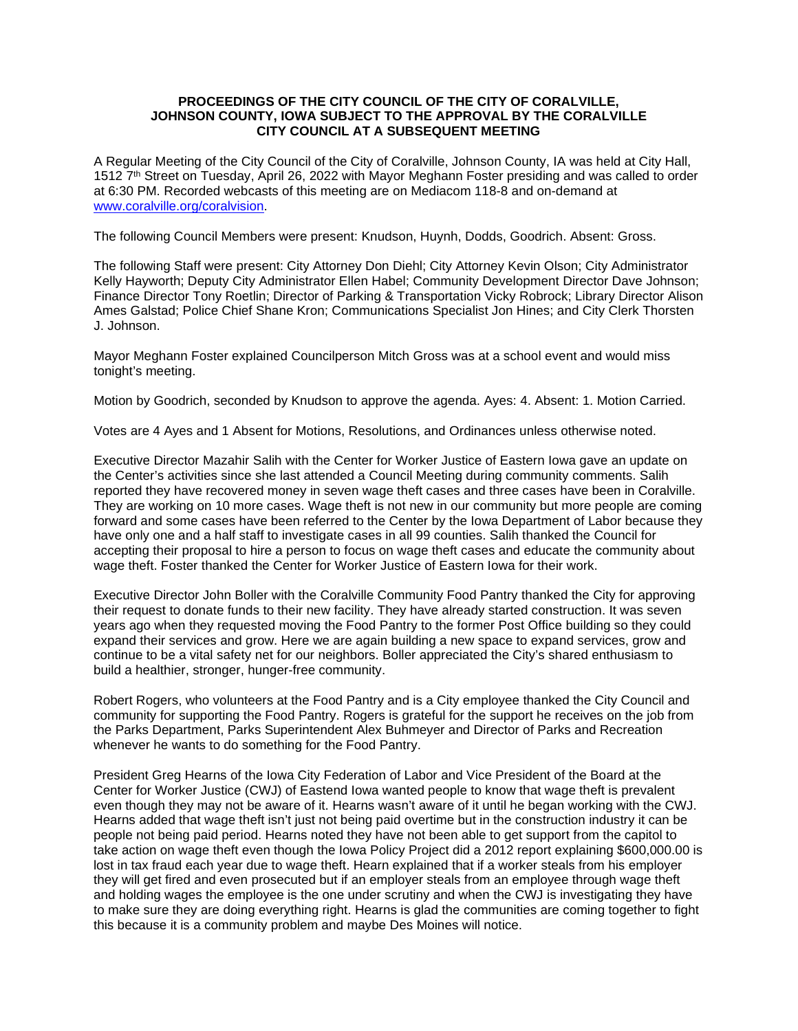**PROCEEDINGS OF THE CITY COUNCIL OF THE CITY OF CORALVILLE, JOHNSON COUNTY, IOWA SUBJECT TO THE APPROVAL BY THE CORALVILLE CITY COUNCIL AT A SUBSEQUENT MEETING**

A Regular Meeting of the City Council of the City of Coralville, Johnson County, IA was held at City Hall, 1512 7th Street on Tuesday, April 26, 2022 with Mayor Meghann Foster presiding and was called to order at 6:30 PM. Recorded webcasts of this meeting are on Mediacom 118-8 and on-demand at www.coralville.org/coralvision.

The following Council Members were present: Knudson, Huynh, Dodds, Goodrich. Absent: Gross.

The following Staff were present: City Attorney Don Diehl; City Attorney Kevin Olson; City Administrator Kelly Hayworth; Deputy City Administrator Ellen Habel; Community Development Director Dave Johnson; Finance Director Tony Roetlin; Director of Parking & Transportation Vicky Robrock; Library Director Alison Ames Galstad; Police Chief Shane Kron; Communications Specialist Jon Hines; and City Clerk Thorsten J. Johnson.

Mayor Meghann Foster explained Councilperson Mitch Gross was at a school event and would miss tonight's meeting.

Motion by Goodrich, seconded by Knudson to approve the agenda. Ayes: 4. Absent: 1. Motion Carried.

Votes are 4 Ayes and 1 Absent for Motions, Resolutions, and Ordinances unless otherwise noted.

Executive Director Mazahir Salih with the Center for Worker Justice of Eastern Iowa gave an update on the Center's activities since she last attended a Council Meeting during community comments. Salih reported they have recovered money in seven wage theft cases and three cases have been in Coralville. They are working on 10 more cases. Wage theft is not new in our community but more people are coming forward and some cases have been referred to the Center by the Iowa Department of Labor because they have only one and a half staff to investigate cases in all 99 counties. Salih thanked the Council for accepting their proposal to hire a person to focus on wage theft cases and educate the community about wage theft. Foster thanked the Center for Worker Justice of Eastern Iowa for their work.

Executive Director John Boller with the Coralville Community Food Pantry thanked the City for approving their request to donate funds to their new facility. They have already started construction. It was seven years ago when they requested moving the Food Pantry to the former Post Office building so they could expand their services and grow. Here we are again building a new space to expand services, grow and continue to be a vital safety net for our neighbors. Boller appreciated the City's shared enthusiasm to build a healthier, stronger, hunger-free community.

Robert Rogers, who volunteers at the Food Pantry and is a City employee thanked the City Council and community for supporting the Food Pantry. Rogers is grateful for the support he receives on the job from the Parks Department, Parks Superintendent Alex Buhmeyer and Director of Parks and Recreation whenever he wants to do something for the Food Pantry.

President Greg Hearns of the Iowa City Federation of Labor and Vice President of the Board at the Center for Worker Justice (CWJ) of Eastend Iowa wanted people to know that wage theft is prevalent even though they may not be aware of it. Hearns wasn't aware of it until he began working with the CWJ. Hearns added that wage theft isn't just not being paid overtime but in the construction industry it can be people not being paid period. Hearns noted they have not been able to get support from the capitol to take action on wage theft even though the Iowa Policy Project did a 2012 report explaining $600,000.00 is lost in tax fraud each year due to wage theft. Hearn explained that if a worker steals from his employer they will get fired and even prosecuted but if an employer steals from an employee through wage theft and holding wages the employee is the one under scrutiny and when the CWJ is investigating they have to make sure they are doing everything right. Hearns is glad the communities are coming together to fight this because it is a community problem and maybe Des Moines will notice.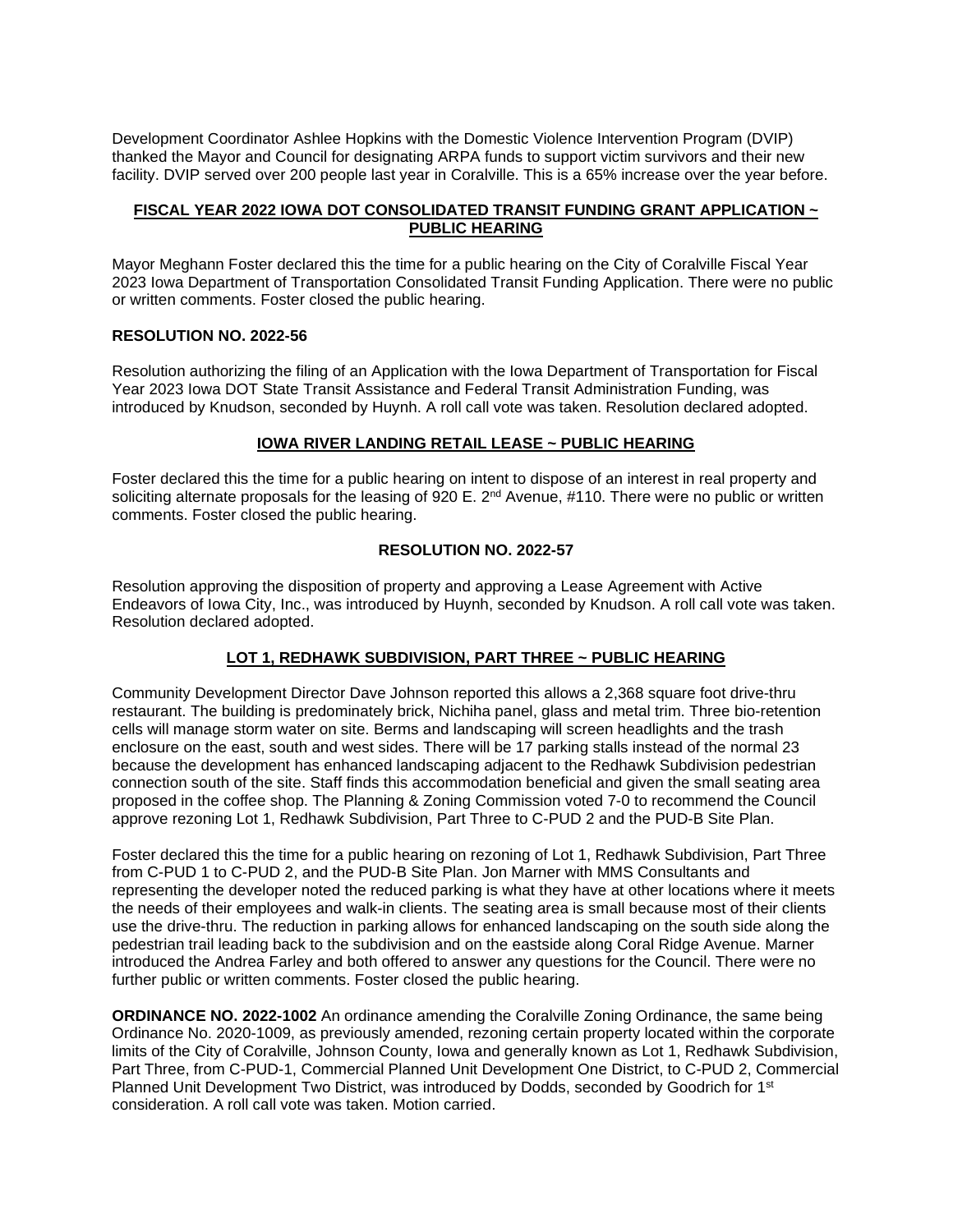Development Coordinator Ashlee Hopkins with the Domestic Violence Intervention Program (DVIP) thanked the Mayor and Council for designating ARPA funds to support victim survivors and their new facility. DVIP served over 200 people last year in Coralville. This is a 65% increase over the year before.

**FISCAL YEAR 2022 IOWA DOT CONSOLIDATED TRANSIT FUNDING GRANT APPLICATION ~ PUBLIC HEARING**

Mayor Meghann Foster declared this the time for a public hearing on the City of Coralville Fiscal Year 2023 Iowa Department of Transportation Consolidated Transit Funding Application. There were no public or written comments. Foster closed the public hearing.

**RESOLUTION NO. 2022-56**

Resolution authorizing the filing of an Application with the Iowa Department of Transportation for Fiscal Year 2023 Iowa DOT State Transit Assistance and Federal Transit Administration Funding, was introduced by Knudson, seconded by Huynh. A roll call vote was taken. Resolution declared adopted.

**IOWA RIVER LANDING RETAIL LEASE ~ PUBLIC HEARING**

Foster declared this the time for a public hearing on intent to dispose of an interest in real property and soliciting alternate proposals for the leasing of 920 E. 2nd Avenue, #110. There were no public or written comments. Foster closed the public hearing.

**RESOLUTION NO. 2022-57**

Resolution approving the disposition of property and approving a Lease Agreement with Active Endeavors of Iowa City, Inc., was introduced by Huynh, seconded by Knudson. A roll call vote was taken. Resolution declared adopted.

**LOT 1, REDHAWK SUBDIVISION, PART THREE ~ PUBLIC HEARING**

Community Development Director Dave Johnson reported this allows a 2,368 square foot drive-thru restaurant. The building is predominately brick, Nichiha panel, glass and metal trim. Three bio-retention cells will manage storm water on site. Berms and landscaping will screen headlights and the trash enclosure on the east, south and west sides. There will be 17 parking stalls instead of the normal 23 because the development has enhanced landscaping adjacent to the Redhawk Subdivision pedestrian connection south of the site. Staff finds this accommodation beneficial and given the small seating area proposed in the coffee shop. The Planning & Zoning Commission voted 7-0 to recommend the Council approve rezoning Lot 1, Redhawk Subdivision, Part Three to C-PUD 2 and the PUD-B Site Plan.

Foster declared this the time for a public hearing on rezoning of Lot 1, Redhawk Subdivision, Part Three from C-PUD 1 to C-PUD 2, and the PUD-B Site Plan. Jon Marner with MMS Consultants and representing the developer noted the reduced parking is what they have at other locations where it meets the needs of their employees and walk-in clients. The seating area is small because most of their clients use the drive-thru. The reduction in parking allows for enhanced landscaping on the south side along the pedestrian trail leading back to the subdivision and on the eastside along Coral Ridge Avenue. Marner introduced the Andrea Farley and both offered to answer any questions for the Council. There were no further public or written comments. Foster closed the public hearing.

**ORDINANCE NO. 2022-1002** An ordinance amending the Coralville Zoning Ordinance, the same being Ordinance No. 2020-1009, as previously amended, rezoning certain property located within the corporate limits of the City of Coralville, Johnson County, Iowa and generally known as Lot 1, Redhawk Subdivision, Part Three, from C-PUD-1, Commercial Planned Unit Development One District, to C-PUD 2, Commercial Planned Unit Development Two District, was introduced by Dodds, seconded by Goodrich for 1st consideration. A roll call vote was taken. Motion carried.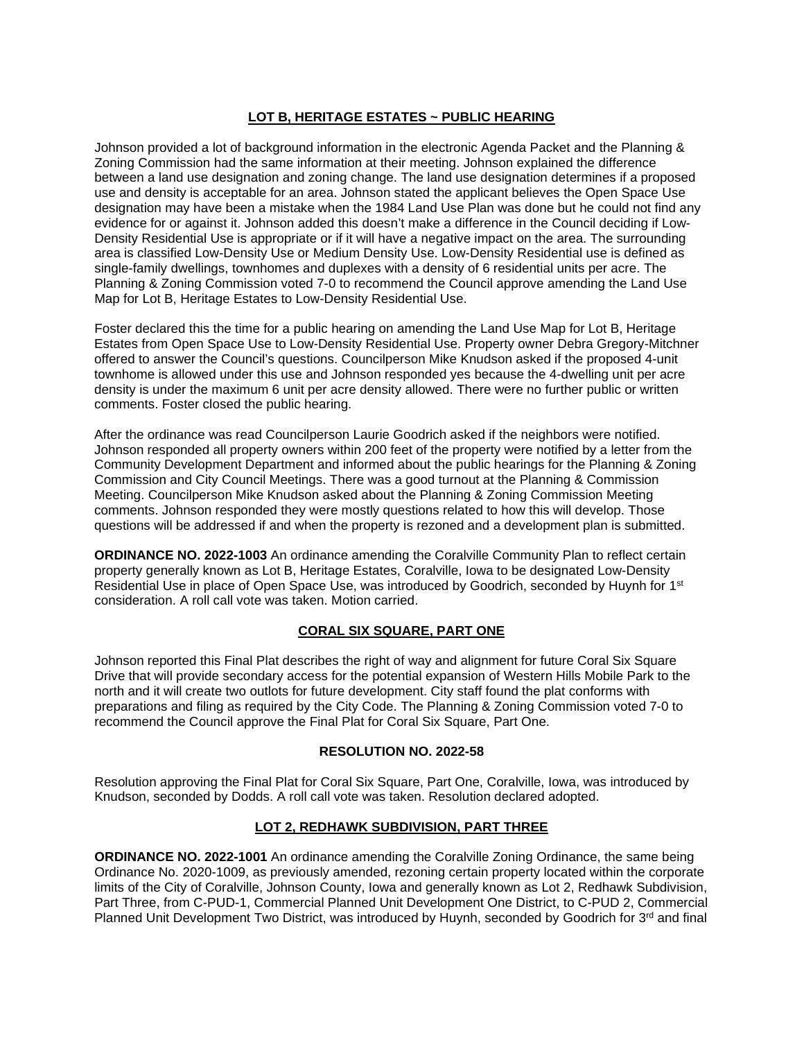## LOT B, HERITAGE ESTATES ~ PUBLIC HEARING

Johnson provided a lot of background information in the electronic Agenda Packet and the Planning & Zoning Commission had the same information at their meeting. Johnson explained the difference between a land use designation and zoning change. The land use designation determines if a proposed use and density is acceptable for an area. Johnson stated the applicant believes the Open Space Use designation may have been a mistake when the 1984 Land Use Plan was done but he could not find any evidence for or against it. Johnson added this doesn't make a difference in the Council deciding if Low-Density Residential Use is appropriate or if it will have a negative impact on the area. The surrounding area is classified Low-Density Use or Medium Density Use. Low-Density Residential use is defined as single-family dwellings, townhomes and duplexes with a density of 6 residential units per acre. The Planning & Zoning Commission voted 7-0 to recommend the Council approve amending the Land Use Map for Lot B, Heritage Estates to Low-Density Residential Use.

Foster declared this the time for a public hearing on amending the Land Use Map for Lot B, Heritage Estates from Open Space Use to Low-Density Residential Use. Property owner Debra Gregory-Mitchner offered to answer the Council's questions. Councilperson Mike Knudson asked if the proposed 4-unit townhome is allowed under this use and Johnson responded yes because the 4-dwelling unit per acre density is under the maximum 6 unit per acre density allowed. There were no further public or written comments. Foster closed the public hearing.

After the ordinance was read Councilperson Laurie Goodrich asked if the neighbors were notified. Johnson responded all property owners within 200 feet of the property were notified by a letter from the Community Development Department and informed about the public hearings for the Planning & Zoning Commission and City Council Meetings. There was a good turnout at the Planning & Commission Meeting. Councilperson Mike Knudson asked about the Planning & Zoning Commission Meeting comments. Johnson responded they were mostly questions related to how this will develop. Those questions will be addressed if and when the property is rezoned and a development plan is submitted.

**ORDINANCE NO. 2022-1003** An ordinance amending the Coralville Community Plan to reflect certain property generally known as Lot B, Heritage Estates, Coralville, Iowa to be designated Low-Density Residential Use in place of Open Space Use, was introduced by Goodrich, seconded by Huynh for 1st consideration. A roll call vote was taken. Motion carried.

## CORAL SIX SQUARE, PART ONE

Johnson reported this Final Plat describes the right of way and alignment for future Coral Six Square Drive that will provide secondary access for the potential expansion of Western Hills Mobile Park to the north and it will create two outlots for future development. City staff found the plat conforms with preparations and filing as required by the City Code. The Planning & Zoning Commission voted 7-0 to recommend the Council approve the Final Plat for Coral Six Square, Part One.

### RESOLUTION NO. 2022-58

Resolution approving the Final Plat for Coral Six Square, Part One, Coralville, Iowa, was introduced by Knudson, seconded by Dodds. A roll call vote was taken. Resolution declared adopted.

## LOT 2, REDHAWK SUBDIVISION, PART THREE

**ORDINANCE NO. 2022-1001** An ordinance amending the Coralville Zoning Ordinance, the same being Ordinance No. 2020-1009, as previously amended, rezoning certain property located within the corporate limits of the City of Coralville, Johnson County, Iowa and generally known as Lot 2, Redhawk Subdivision, Part Three, from C-PUD-1, Commercial Planned Unit Development One District, to C-PUD 2, Commercial Planned Unit Development Two District, was introduced by Huynh, seconded by Goodrich for 3rd and final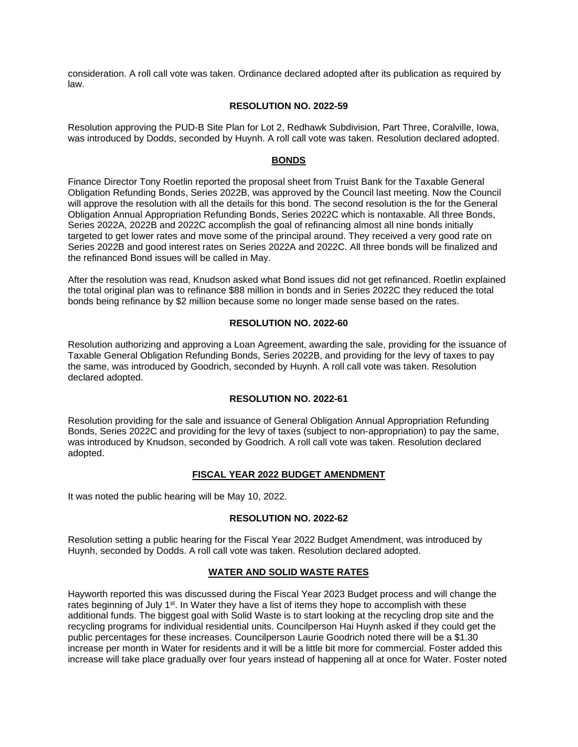consideration. A roll call vote was taken. Ordinance declared adopted after its publication as required by law.

### RESOLUTION NO. 2022-59

Resolution approving the PUD-B Site Plan for Lot 2, Redhawk Subdivision, Part Three, Coralville, Iowa, was introduced by Dodds, seconded by Huynh. A roll call vote was taken. Resolution declared adopted.

## BONDS

Finance Director Tony Roetlin reported the proposal sheet from Truist Bank for the Taxable General Obligation Refunding Bonds, Series 2022B, was approved by the Council last meeting. Now the Council will approve the resolution with all the details for this bond. The second resolution is the for the General Obligation Annual Appropriation Refunding Bonds, Series 2022C which is nontaxable. All three Bonds, Series 2022A, 2022B and 2022C accomplish the goal of refinancing almost all nine bonds initially targeted to get lower rates and move some of the principal around. They received a very good rate on Series 2022B and good interest rates on Series 2022A and 2022C. All three bonds will be finalized and the refinanced Bond issues will be called in May.

After the resolution was read, Knudson asked what Bond issues did not get refinanced. Roetlin explained the total original plan was to refinance $88 million in bonds and in Series 2022C they reduced the total bonds being refinance by $2 million because some no longer made sense based on the rates.

### RESOLUTION NO. 2022-60

Resolution authorizing and approving a Loan Agreement, awarding the sale, providing for the issuance of Taxable General Obligation Refunding Bonds, Series 2022B, and providing for the levy of taxes to pay the same, was introduced by Goodrich, seconded by Huynh. A roll call vote was taken. Resolution declared adopted.

### RESOLUTION NO. 2022-61

Resolution providing for the sale and issuance of General Obligation Annual Appropriation Refunding Bonds, Series 2022C and providing for the levy of taxes (subject to non-appropriation) to pay the same, was introduced by Knudson, seconded by Goodrich. A roll call vote was taken. Resolution declared adopted.

## FISCAL YEAR 2022 BUDGET AMENDMENT

It was noted the public hearing will be May 10, 2022.

### RESOLUTION NO. 2022-62

Resolution setting a public hearing for the Fiscal Year 2022 Budget Amendment, was introduced by Huynh, seconded by Dodds. A roll call vote was taken. Resolution declared adopted.

## WATER AND SOLID WASTE RATES

Hayworth reported this was discussed during the Fiscal Year 2023 Budget process and will change the rates beginning of July 1st. In Water they have a list of items they hope to accomplish with these additional funds. The biggest goal with Solid Waste is to start looking at the recycling drop site and the recycling programs for individual residential units. Councilperson Hai Huynh asked if they could get the public percentages for these increases. Councilperson Laurie Goodrich noted there will be a $1.30 increase per month in Water for residents and it will be a little bit more for commercial. Foster added this increase will take place gradually over four years instead of happening all at once for Water. Foster noted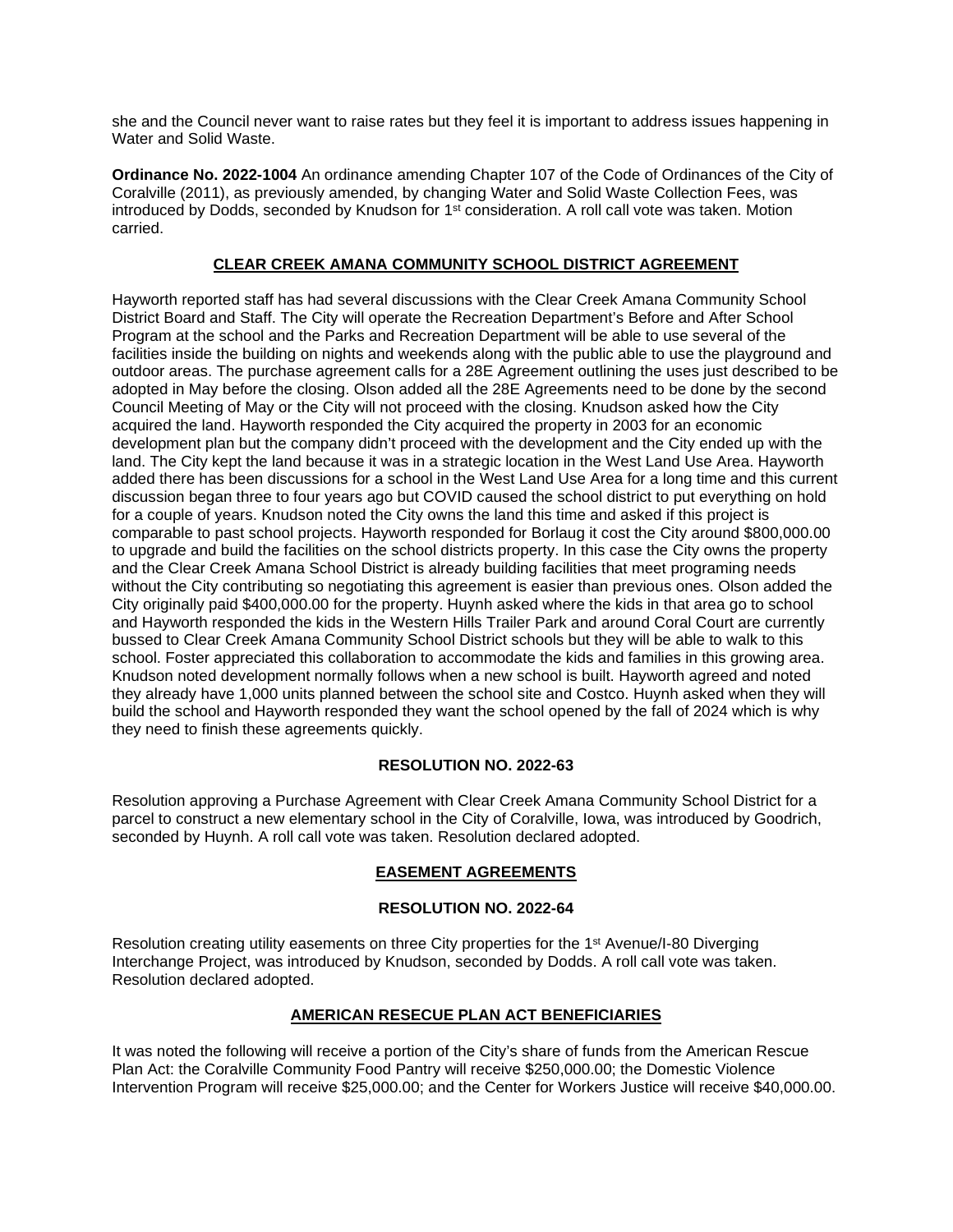she and the Council never want to raise rates but they feel it is important to address issues happening in Water and Solid Waste.

**Ordinance No. 2022-1004** An ordinance amending Chapter 107 of the Code of Ordinances of the City of Coralville (2011), as previously amended, by changing Water and Solid Waste Collection Fees, was introduced by Dodds, seconded by Knudson for 1st consideration. A roll call vote was taken. Motion carried.

## CLEAR CREEK AMANA COMMUNITY SCHOOL DISTRICT AGREEMENT

Hayworth reported staff has had several discussions with the Clear Creek Amana Community School District Board and Staff. The City will operate the Recreation Department's Before and After School Program at the school and the Parks and Recreation Department will be able to use several of the facilities inside the building on nights and weekends along with the public able to use the playground and outdoor areas. The purchase agreement calls for a 28E Agreement outlining the uses just described to be adopted in May before the closing. Olson added all the 28E Agreements need to be done by the second Council Meeting of May or the City will not proceed with the closing. Knudson asked how the City acquired the land. Hayworth responded the City acquired the property in 2003 for an economic development plan but the company didn't proceed with the development and the City ended up with the land. The City kept the land because it was in a strategic location in the West Land Use Area. Hayworth added there has been discussions for a school in the West Land Use Area for a long time and this current discussion began three to four years ago but COVID caused the school district to put everything on hold for a couple of years. Knudson noted the City owns the land this time and asked if this project is comparable to past school projects. Hayworth responded for Borlaug it cost the City around $800,000.00 to upgrade and build the facilities on the school districts property. In this case the City owns the property and the Clear Creek Amana School District is already building facilities that meet programing needs without the City contributing so negotiating this agreement is easier than previous ones. Olson added the City originally paid $400,000.00 for the property. Huynh asked where the kids in that area go to school and Hayworth responded the kids in the Western Hills Trailer Park and around Coral Court are currently bussed to Clear Creek Amana Community School District schools but they will be able to walk to this school. Foster appreciated this collaboration to accommodate the kids and families in this growing area. Knudson noted development normally follows when a new school is built. Hayworth agreed and noted they already have 1,000 units planned between the school site and Costco. Huynh asked when they will build the school and Hayworth responded they want the school opened by the fall of 2024 which is why they need to finish these agreements quickly.

### RESOLUTION NO. 2022-63

Resolution approving a Purchase Agreement with Clear Creek Amana Community School District for a parcel to construct a new elementary school in the City of Coralville, Iowa, was introduced by Goodrich, seconded by Huynh. A roll call vote was taken. Resolution declared adopted.

## EASEMENT AGREEMENTS

### RESOLUTION NO. 2022-64

Resolution creating utility easements on three City properties for the 1st Avenue/I-80 Diverging Interchange Project, was introduced by Knudson, seconded by Dodds. A roll call vote was taken. Resolution declared adopted.

## AMERICAN RESECUE PLAN ACT BENEFICIARIES

It was noted the following will receive a portion of the City's share of funds from the American Rescue Plan Act: the Coralville Community Food Pantry will receive $250,000.00; the Domestic Violence Intervention Program will receive $25,000.00; and the Center for Workers Justice will receive $40,000.00.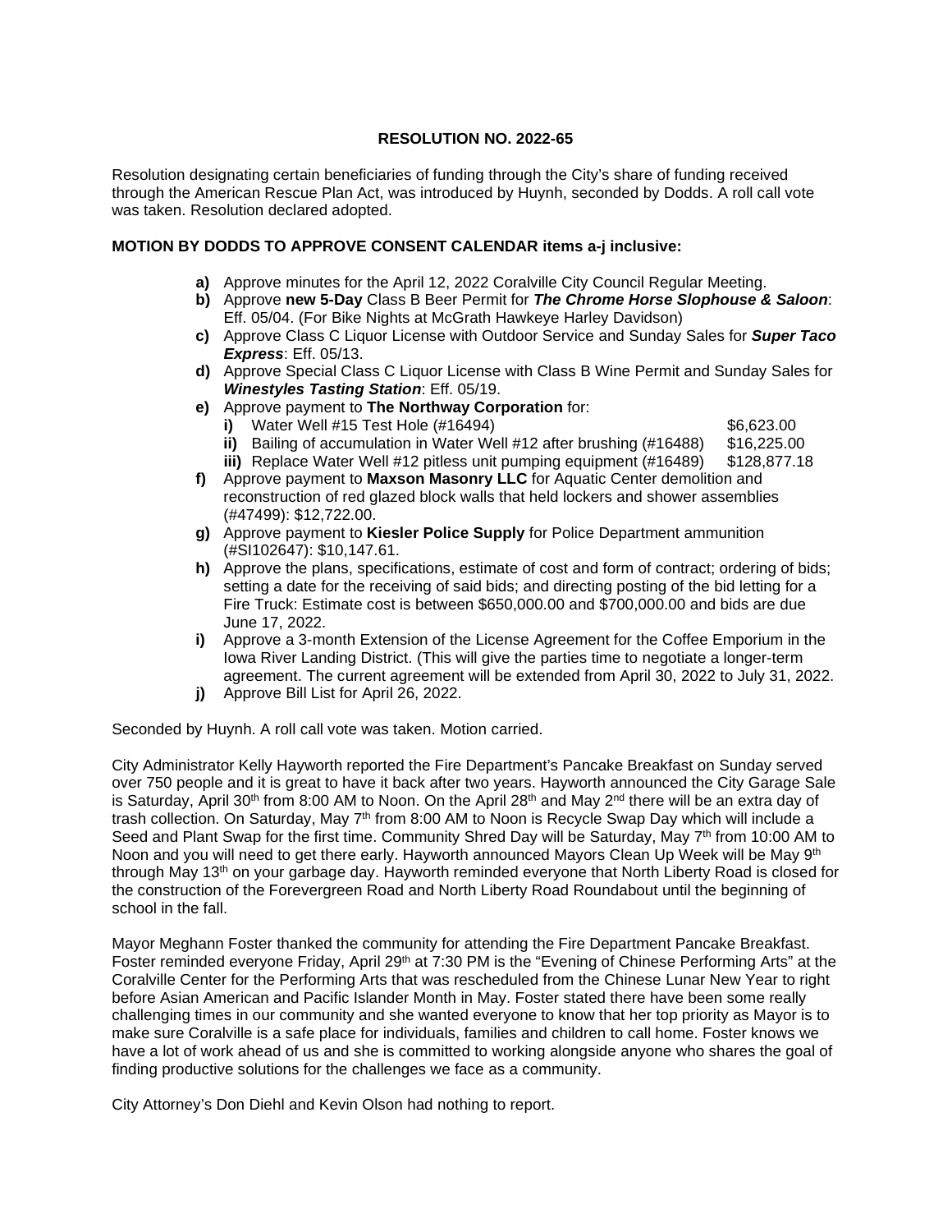**RESOLUTION NO. 2022-65**

Resolution designating certain beneficiaries of funding through the City's share of funding received through the American Rescue Plan Act, was introduced by Huynh, seconded by Dodds. A roll call vote was taken. Resolution declared adopted.

**MOTION BY DODDS TO APPROVE CONSENT CALENDAR items a-j inclusive:**

- **a)** Approve minutes for the April 12, 2022 Coralville City Council Regular Meeting.
- **b)** Approve **new 5-Day** Class B Beer Permit for ***The Chrome Horse Slophouse & Saloon***: Eff. 05/04. (For Bike Nights at McGrath Hawkeye Harley Davidson)
- **c)** Approve Class C Liquor License with Outdoor Service and Sunday Sales for ***Super Taco Express***: Eff. 05/13.
- **d)** Approve Special Class C Liquor License with Class B Wine Permit and Sunday Sales for ***Winestyles Tasting Station***: Eff. 05/19.
- **e)** Approve payment to **The Northway Corporation** for:
  - **i)** Water Well #15 Test Hole (#16494) $6,623.00
  - **ii)** Bailing of accumulation in Water Well #12 after brushing (#16488) $16,225.00
  - **iii)** Replace Water Well #12 pitless unit pumping equipment (#16489) $128,877.18
- **f)** Approve payment to **Maxson Masonry LLC** for Aquatic Center demolition and reconstruction of red glazed block walls that held lockers and shower assemblies (#47499): $12,722.00.
- **g)** Approve payment to **Kiesler Police Supply** for Police Department ammunition (#SI102647): $10,147.61.
- **h)** Approve the plans, specifications, estimate of cost and form of contract; ordering of bids; setting a date for the receiving of said bids; and directing posting of the bid letting for a Fire Truck: Estimate cost is between $650,000.00 and $700,000.00 and bids are due June 17, 2022.
- **i)** Approve a 3-month Extension of the License Agreement for the Coffee Emporium in the Iowa River Landing District. (This will give the parties time to negotiate a longer-term agreement. The current agreement will be extended from April 30, 2022 to July 31, 2022.
- **j)** Approve Bill List for April 26, 2022.

Seconded by Huynh. A roll call vote was taken. Motion carried.

City Administrator Kelly Hayworth reported the Fire Department's Pancake Breakfast on Sunday served over 750 people and it is great to have it back after two years. Hayworth announced the City Garage Sale is Saturday, April 30th from 8:00 AM to Noon. On the April 28th and May 2nd there will be an extra day of trash collection. On Saturday, May 7th from 8:00 AM to Noon is Recycle Swap Day which will include a Seed and Plant Swap for the first time. Community Shred Day will be Saturday, May 7th from 10:00 AM to Noon and you will need to get there early. Hayworth announced Mayors Clean Up Week will be May 9th through May 13th on your garbage day. Hayworth reminded everyone that North Liberty Road is closed for the construction of the Forevergreen Road and North Liberty Road Roundabout until the beginning of school in the fall.

Mayor Meghann Foster thanked the community for attending the Fire Department Pancake Breakfast. Foster reminded everyone Friday, April 29th at 7:30 PM is the "Evening of Chinese Performing Arts" at the Coralville Center for the Performing Arts that was rescheduled from the Chinese Lunar New Year to right before Asian American and Pacific Islander Month in May. Foster stated there have been some really challenging times in our community and she wanted everyone to know that her top priority as Mayor is to make sure Coralville is a safe place for individuals, families and children to call home. Foster knows we have a lot of work ahead of us and she is committed to working alongside anyone who shares the goal of finding productive solutions for the challenges we face as a community.

City Attorney's Don Diehl and Kevin Olson had nothing to report.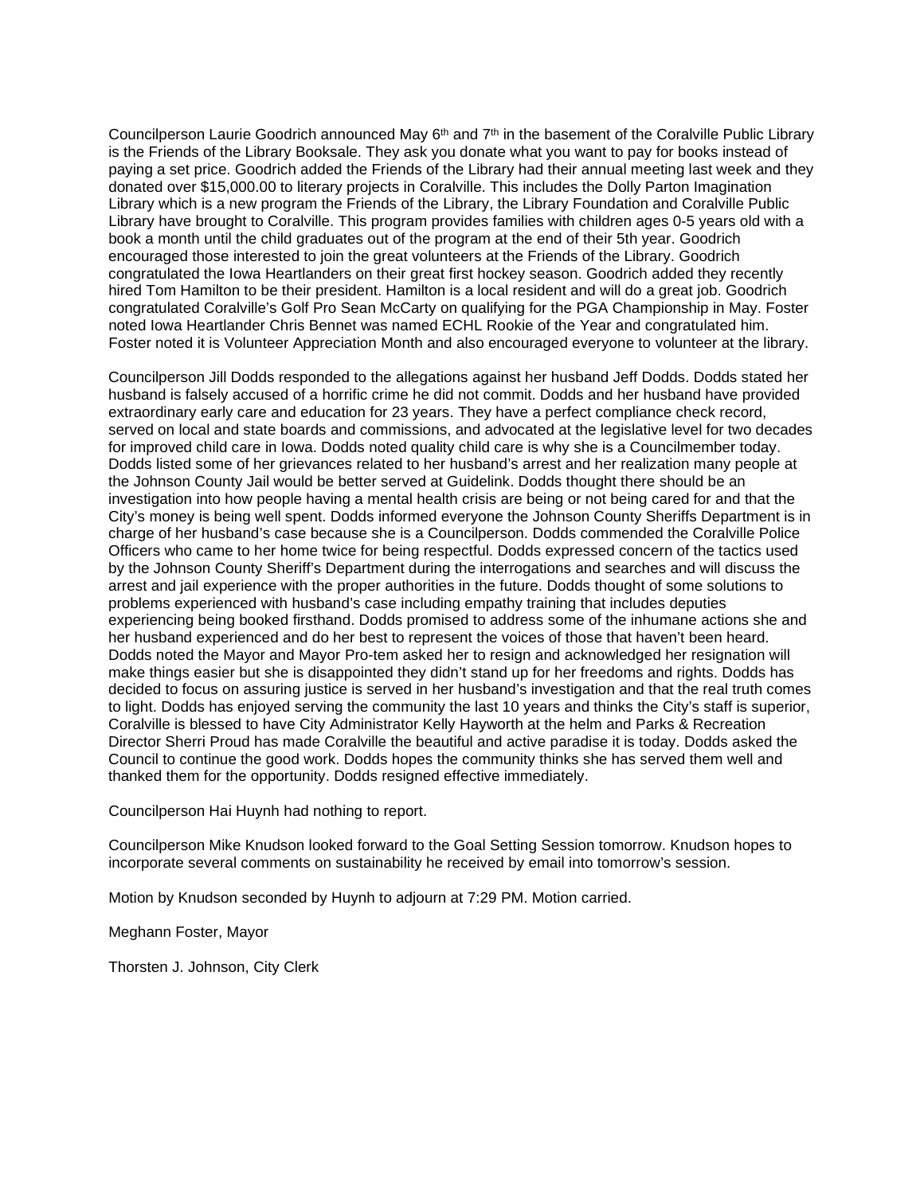Councilperson Laurie Goodrich announced May 6th and 7th in the basement of the Coralville Public Library is the Friends of the Library Booksale. They ask you donate what you want to pay for books instead of paying a set price. Goodrich added the Friends of the Library had their annual meeting last week and they donated over $15,000.00 to literary projects in Coralville. This includes the Dolly Parton Imagination Library which is a new program the Friends of the Library, the Library Foundation and Coralville Public Library have brought to Coralville. This program provides families with children ages 0-5 years old with a book a month until the child graduates out of the program at the end of their 5th year. Goodrich encouraged those interested to join the great volunteers at the Friends of the Library. Goodrich congratulated the Iowa Heartlanders on their great first hockey season. Goodrich added they recently hired Tom Hamilton to be their president. Hamilton is a local resident and will do a great job. Goodrich congratulated Coralville's Golf Pro Sean McCarty on qualifying for the PGA Championship in May. Foster noted Iowa Heartlander Chris Bennet was named ECHL Rookie of the Year and congratulated him. Foster noted it is Volunteer Appreciation Month and also encouraged everyone to volunteer at the library.

Councilperson Jill Dodds responded to the allegations against her husband Jeff Dodds. Dodds stated her husband is falsely accused of a horrific crime he did not commit. Dodds and her husband have provided extraordinary early care and education for 23 years. They have a perfect compliance check record, served on local and state boards and commissions, and advocated at the legislative level for two decades for improved child care in Iowa. Dodds noted quality child care is why she is a Councilmember today. Dodds listed some of her grievances related to her husband's arrest and her realization many people at the Johnson County Jail would be better served at Guidelink. Dodds thought there should be an investigation into how people having a mental health crisis are being or not being cared for and that the City's money is being well spent. Dodds informed everyone the Johnson County Sheriffs Department is in charge of her husband's case because she is a Councilperson. Dodds commended the Coralville Police Officers who came to her home twice for being respectful. Dodds expressed concern of the tactics used by the Johnson County Sheriff's Department during the interrogations and searches and will discuss the arrest and jail experience with the proper authorities in the future. Dodds thought of some solutions to problems experienced with husband's case including empathy training that includes deputies experiencing being booked firsthand. Dodds promised to address some of the inhumane actions she and her husband experienced and do her best to represent the voices of those that haven't been heard. Dodds noted the Mayor and Mayor Pro-tem asked her to resign and acknowledged her resignation will make things easier but she is disappointed they didn't stand up for her freedoms and rights. Dodds has decided to focus on assuring justice is served in her husband's investigation and that the real truth comes to light. Dodds has enjoyed serving the community the last 10 years and thinks the City's staff is superior, Coralville is blessed to have City Administrator Kelly Hayworth at the helm and Parks & Recreation Director Sherri Proud has made Coralville the beautiful and active paradise it is today. Dodds asked the Council to continue the good work. Dodds hopes the community thinks she has served them well and thanked them for the opportunity. Dodds resigned effective immediately.

Councilperson Hai Huynh had nothing to report.

Councilperson Mike Knudson looked forward to the Goal Setting Session tomorrow. Knudson hopes to incorporate several comments on sustainability he received by email into tomorrow's session.

Motion by Knudson seconded by Huynh to adjourn at 7:29 PM. Motion carried.

Meghann Foster, Mayor

Thorsten J. Johnson, City Clerk